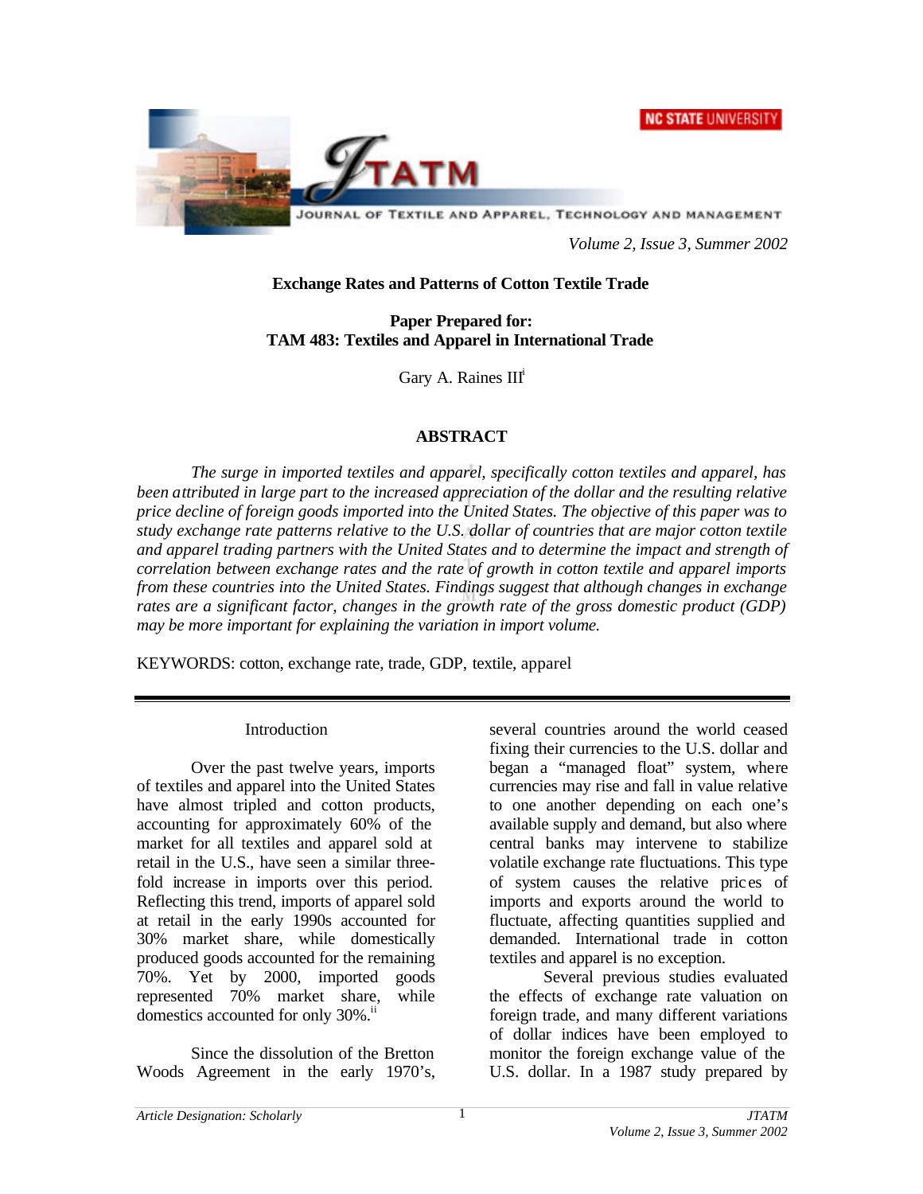# Exchange Rates and Patterns of Cotton Textile Trade

**Paper Prepared for:**
**TAM 483: Textiles and Apparel in International Trade**

Gary A. Raines III[i]

## ABSTRACT

*The surge in imported textiles and apparel, specifically cotton textiles and apparel, has been attributed in large part to the increased appreciation of the dollar and the resulting relative price decline of foreign goods imported into the United States. The objective of this paper was to study exchange rate patterns relative to the U.S. dollar of countries that are major cotton textile and apparel trading partners with the United States and to determine the impact and strength of correlation between exchange rates and the rate of growth in cotton textile and apparel imports from these countries into the United States. Findings suggest that although changes in exchange rates are a significant factor, changes in the growth rate of the gross domestic product (GDP) may be more important for explaining the variation in import volume.*

KEYWORDS: cotton, exchange rate, trade, GDP, textile, apparel

## Introduction

Over the past twelve years, imports of textiles and apparel into the United States have almost tripled and cotton products, accounting for approximately 60% of the market for all textiles and apparel sold at retail in the U.S., have seen a similar three-fold increase in imports over this period. Reflecting this trend, imports of apparel sold at retail in the early 1990s accounted for 30% market share, while domestically produced goods accounted for the remaining 70%. Yet by 2000, imported goods represented 70% market share, while domestics accounted for only 30%.[ii]

Since the dissolution of the Bretton Woods Agreement in the early 1970's, several countries around the world ceased fixing their currencies to the U.S. dollar and began a "managed float" system, where currencies may rise and fall in value relative to one another depending on each one's available supply and demand, but also where central banks may intervene to stabilize volatile exchange rate fluctuations. This type of system causes the relative prices of imports and exports around the world to fluctuate, affecting quantities supplied and demanded. International trade in cotton textiles and apparel is no exception.

Several previous studies evaluated the effects of exchange rate valuation on foreign trade, and many different variations of dollar indices have been employed to monitor the foreign exchange value of the U.S. dollar. In a 1987 study prepared by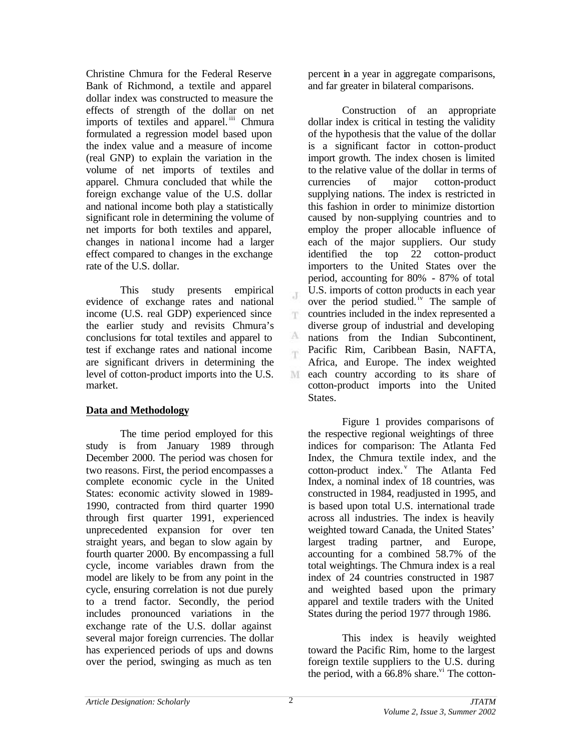Christine Chmura for the Federal Reserve Bank of Richmond, a textile and apparel dollar index was constructed to measure the effects of strength of the dollar on net imports of textiles and apparel.[iii] Chmura formulated a regression model based upon the index value and a measure of income (real GNP) to explain the variation in the volume of net imports of textiles and apparel. Chmura concluded that while the foreign exchange value of the U.S. dollar and national income both play a statistically significant role in determining the volume of net imports for both textiles and apparel, changes in national income had a larger effect compared to changes in the exchange rate of the U.S. dollar.

This study presents empirical evidence of exchange rates and national income (U.S. real GDP) experienced since the earlier study and revisits Chmura's conclusions for total textiles and apparel to test if exchange rates and national income are significant drivers in determining the level of cotton-product imports into the U.S. market.

## Data and Methodology

The time period employed for this study is from January 1989 through December 2000. The period was chosen for two reasons. First, the period encompasses a complete economic cycle in the United States: economic activity slowed in 1989-1990, contracted from third quarter 1990 through first quarter 1991, experienced unprecedented expansion for over ten straight years, and began to slow again by fourth quarter 2000. By encompassing a full cycle, income variables drawn from the model are likely to be from any point in the cycle, ensuring correlation is not due purely to a trend factor. Secondly, the period includes pronounced variations in the exchange rate of the U.S. dollar against several major foreign currencies. The dollar has experienced periods of ups and downs over the period, swinging as much as ten percent in a year in aggregate comparisons, and far greater in bilateral comparisons.

Construction of an appropriate dollar index is critical in testing the validity of the hypothesis that the value of the dollar is a significant factor in cotton-product import growth. The index chosen is limited to the relative value of the dollar in terms of currencies of major cotton-product supplying nations. The index is restricted in this fashion in order to minimize distortion caused by non-supplying countries and to employ the proper allocable influence of each of the major suppliers. Our study identified the top 22 cotton-product importers to the United States over the period, accounting for 80% - 87% of total U.S. imports of cotton products in each year over the period studied.[iv] The sample of countries included in the index represented a diverse group of industrial and developing nations from the Indian Subcontinent, Pacific Rim, Caribbean Basin, NAFTA, Africa, and Europe. The index weighted each country according to its share of cotton-product imports into the United States.

Figure 1 provides comparisons of the respective regional weightings of three indices for comparison: The Atlanta Fed Index, the Chmura textile index, and the cotton-product index.[v] The Atlanta Fed Index, a nominal index of 18 countries, was constructed in 1984, readjusted in 1995, and is based upon total U.S. international trade across all industries. The index is heavily weighted toward Canada, the United States' largest trading partner, and Europe, accounting for a combined 58.7% of the total weightings. The Chmura index is a real index of 24 countries constructed in 1987 and weighted based upon the primary apparel and textile traders with the United States during the period 1977 through 1986.

This index is heavily weighted toward the Pacific Rim, home to the largest foreign textile suppliers to the U.S. during the period, with a 66.8% share.[vi] The cotton-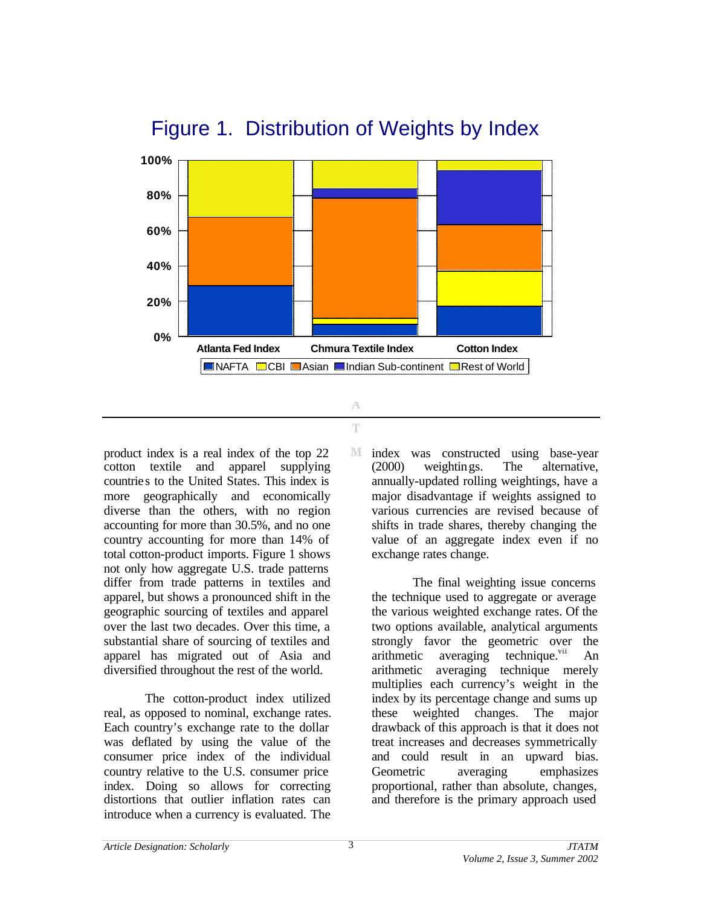# Figure 1. Distribution of Weights by Index

product index is a real index of the top 22 cotton textile and apparel supplying countries to the United States. This index is more geographically and economically diverse than the others, with no region accounting for more than 30.5%, and no one country accounting for more than 14% of total cotton-product imports. Figure 1 shows not only how aggregate U.S. trade patterns differ from trade patterns in textiles and apparel, but shows a pronounced shift in the geographic sourcing of textiles and apparel over the last two decades. Over this time, a substantial share of sourcing of textiles and apparel has migrated out of Asia and diversified throughout the rest of the world.

The cotton-product index utilized real, as opposed to nominal, exchange rates. Each country's exchange rate to the dollar was deflated by using the value of the consumer price index of the individual country relative to the U.S. consumer price index. Doing so allows for correcting distortions that outlier inflation rates can introduce when a currency is evaluated. The index was constructed using base-year (2000) weightings. The alternative, annually-updated rolling weightings, have a major disadvantage if weights assigned to various currencies are revised because of shifts in trade shares, thereby changing the value of an aggregate index even if no exchange rates change.

The final weighting issue concerns the technique used to aggregate or average the various weighted exchange rates. Of the two options available, analytical arguments strongly favor the geometric over the arithmetic averaging technique.[vii] An arithmetic averaging technique merely multiplies each currency's weight in the index by its percentage change and sums up these weighted changes. The major drawback of this approach is that it does not treat increases and decreases symmetrically and could result in an upward bias. Geometric averaging emphasizes proportional, rather than absolute, changes, and therefore is the primary approach used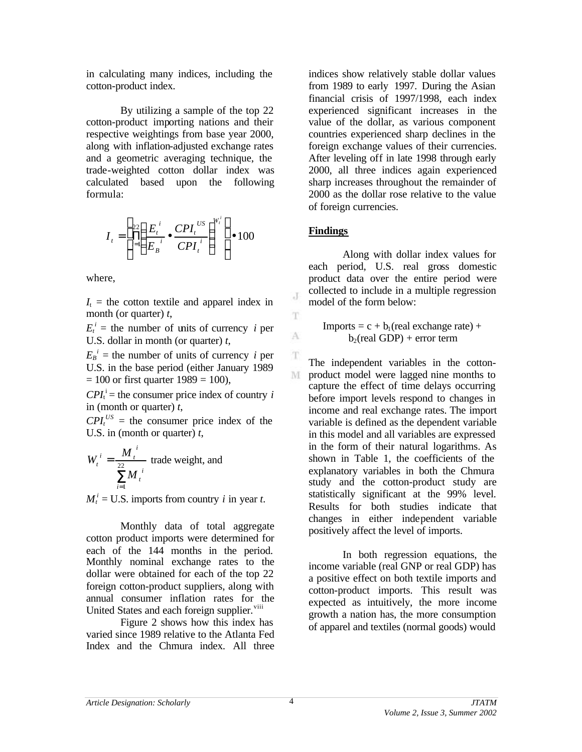in calculating many indices, including the cotton-product index.

By utilizing a sample of the top 22 cotton-product importing nations and their respective weightings from base year 2000, along with inflation-adjusted exchange rates and a geometric averaging technique, the trade-weighted cotton dollar index was calculated based upon the following formula:

$$I_t = \left( \prod_{i=1}^{22} \left( \frac{E_t^{\,i}}{E_B^{\,i}} \bullet \frac{CPI_t^{\,US}}{CPI_t^{\,i}} \right)^{W_t^i} \right) \bullet 100$$

where,

$I_t$ = the cotton textile and apparel index in month (or quarter) $t$,

$E_t^i$ = the number of units of currency $i$ per U.S. dollar in month (or quarter) $t$,

$E_B^i$ = the number of units of currency $i$ per U.S. in the base period (either January 1989 = 100 or first quarter 1989 = 100),

$CPI_t^i$ = the consumer price index of country $i$ in (month or quarter) $t$,

$CPI_t^{US}$ = the consumer price index of the U.S. in (month or quarter) $t$,

$W_t^i = \dfrac{M_t^i}{\sum_{i=1}^{22} M_t^i}$ trade weight, and

$M_t^i$ = U.S. imports from country $i$ in year $t$.

Monthly data of total aggregate cotton product imports were determined for each of the 144 months in the period. Monthly nominal exchange rates to the dollar were obtained for each of the top 22 foreign cotton-product suppliers, along with annual consumer inflation rates for the United States and each foreign supplier.[viii]

Figure 2 shows how this index has varied since 1989 relative to the Atlanta Fed Index and the Chmura index. All three indices show relatively stable dollar values from 1989 to early 1997. During the Asian financial crisis of 1997/1998, each index experienced significant increases in the value of the dollar, as various component countries experienced sharp declines in the foreign exchange values of their currencies. After leveling off in late 1998 through early 2000, all three indices again experienced sharp increases throughout the remainder of 2000 as the dollar rose relative to the value of foreign currencies.

## Findings

Along with dollar index values for each period, U.S. real gross domestic product data over the entire period were collected to include in a multiple regression model of the form below:

$$\text{Imports} = c + b_1(\text{real exchange rate}) + b_2(\text{real GDP}) + \text{error term}$$

The independent variables in the cotton-product model were lagged nine months to capture the effect of time delays occurring before import levels respond to changes in income and real exchange rates. The import variable is defined as the dependent variable in this model and all variables are expressed in the form of their natural logarithms. As shown in Table 1, the coefficients of the explanatory variables in both the Chmura study and the cotton-product study are statistically significant at the 99% level. Results for both studies indicate that changes in either independent variable positively affect the level of imports.

In both regression equations, the income variable (real GNP or real GDP) has a positive effect on both textile imports and cotton-product imports. This result was expected as intuitively, the more income growth a nation has, the more consumption of apparel and textiles (normal goods) would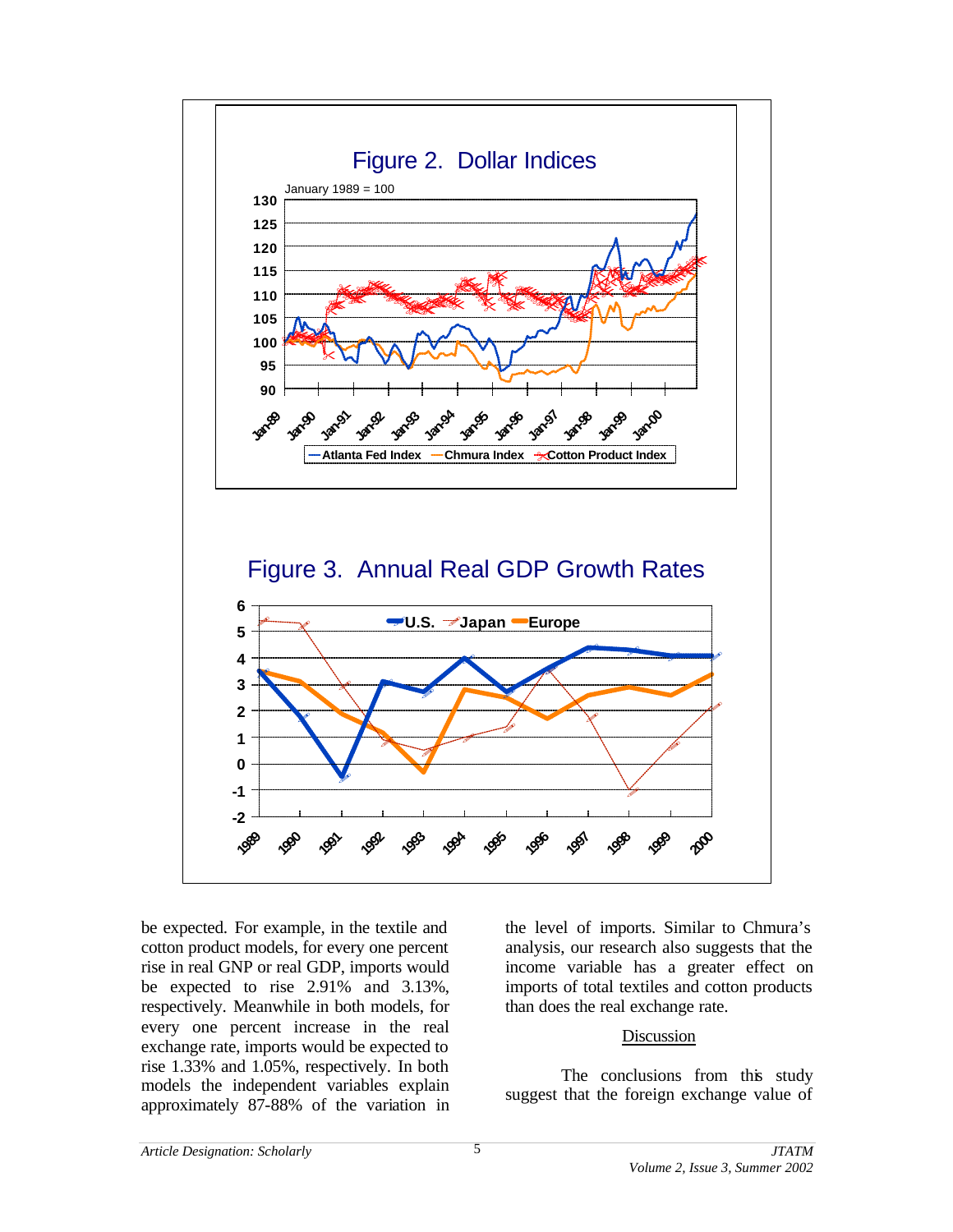Figure 2. Dollar Indices

Figure 3. Annual Real GDP Growth Rates

be expected. For example, in the textile and cotton product models, for every one percent rise in real GNP or real GDP, imports would be expected to rise 2.91% and 3.13%, respectively. Meanwhile in both models, for every one percent increase in the real exchange rate, imports would be expected to rise 1.33% and 1.05%, respectively. In both models the independent variables explain approximately 87-88% of the variation in the level of imports. Similar to Chmura's analysis, our research also suggests that the income variable has a greater effect on imports of total textiles and cotton products than does the real exchange rate.

## Discussion

The conclusions from this study suggest that the foreign exchange value of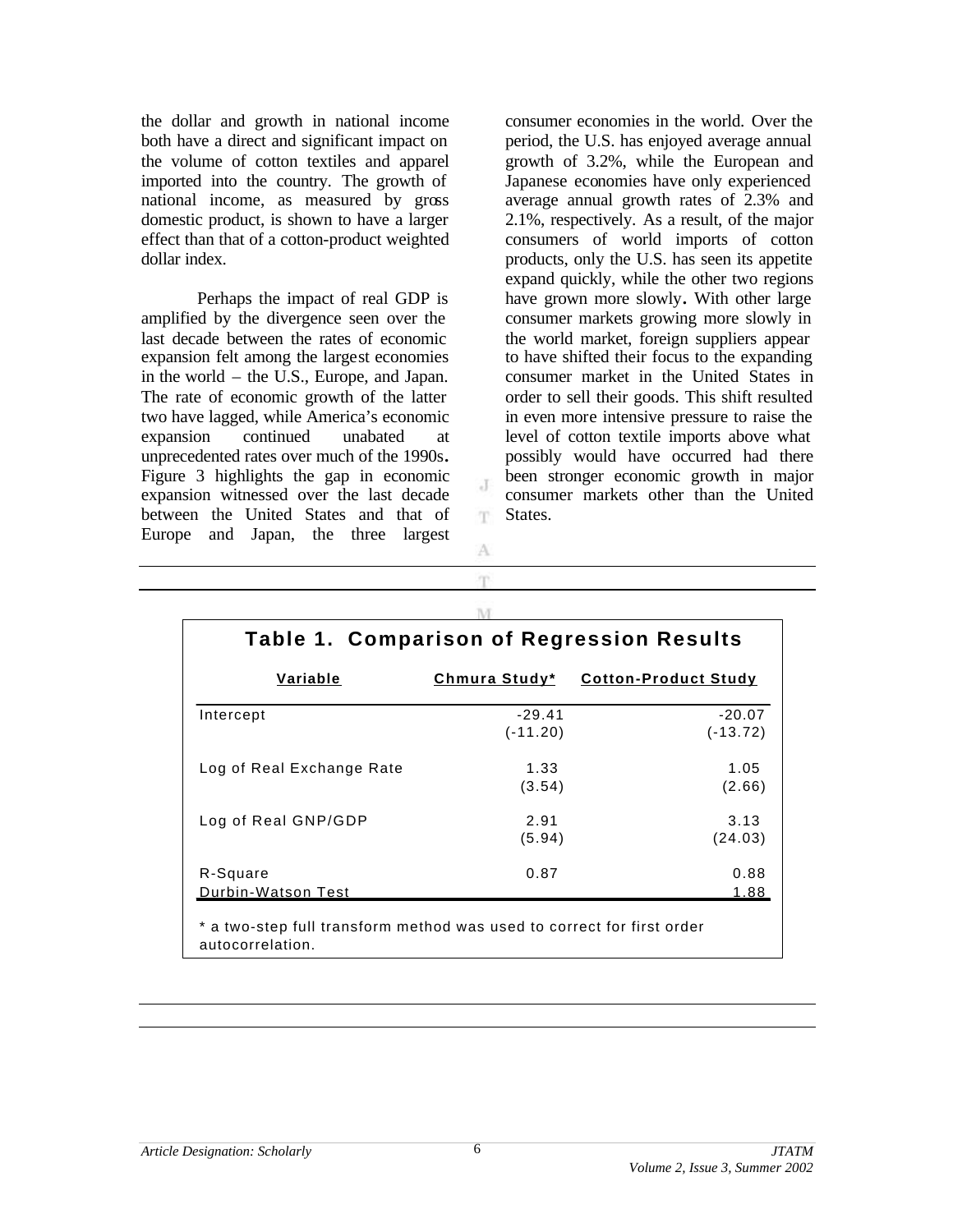the dollar and growth in national income both have a direct and significant impact on the volume of cotton textiles and apparel imported into the country. The growth of national income, as measured by gross domestic product, is shown to have a larger effect than that of a cotton-product weighted dollar index.

Perhaps the impact of real GDP is amplified by the divergence seen over the last decade between the rates of economic expansion felt among the largest economies in the world – the U.S., Europe, and Japan. The rate of economic growth of the latter two have lagged, while America's economic expansion continued unabated at unprecedented rates over much of the 1990s. Figure 3 highlights the gap in economic expansion witnessed over the last decade between the United States and that of Europe and Japan, the three largest consumer economies in the world. Over the period, the U.S. has enjoyed average annual growth of 3.2%, while the European and Japanese economies have only experienced average annual growth rates of 2.3% and 2.1%, respectively. As a result, of the major consumers of world imports of cotton products, only the U.S. has seen its appetite expand quickly, while the other two regions have grown more slowly. With other large consumer markets growing more slowly in the world market, foreign suppliers appear to have shifted their focus to the expanding consumer market in the United States in order to sell their goods. This shift resulted in even more intensive pressure to raise the level of cotton textile imports above what possibly would have occurred had there been stronger economic growth in major consumer markets other than the United States.

**Table 1. Comparison of Regression Results**

| Variable | Chmura Study* | Cotton-Product Study |
|---|---|---|
| Intercept | -29.41<br>(-11.20) | -20.07<br>(-13.72) |
| Log of Real Exchange Rate | 1.33<br>(3.54) | 1.05<br>(2.66) |
| Log of Real GNP/GDP | 2.91<br>(5.94) | 3.13<br>(24.03) |
| R-Square | 0.87 | 0.88 |
| Durbin-Watson Test | | 1.88 |

* a two-step full transform method was used to correct for first order autocorrelation.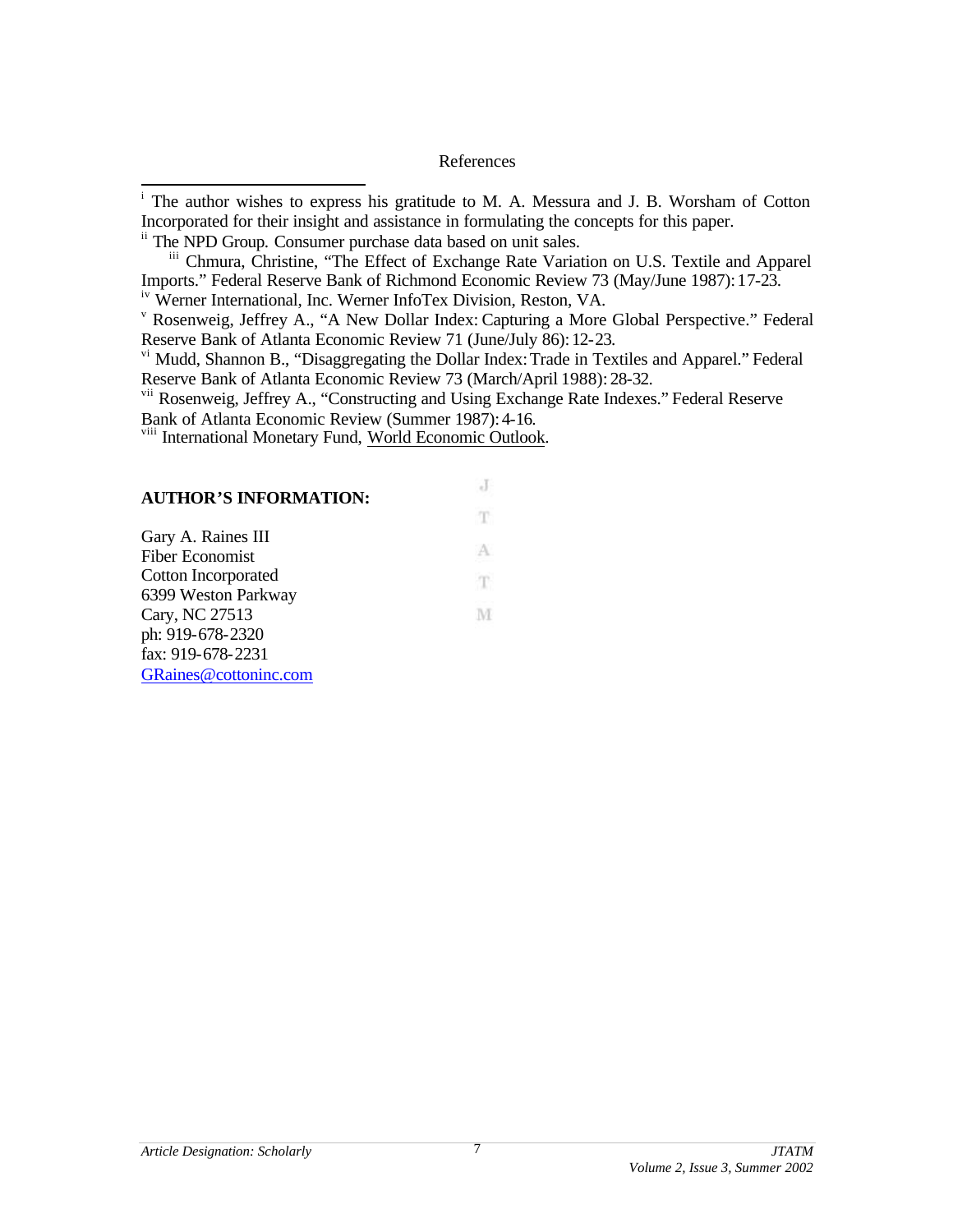References

[i] The author wishes to express his gratitude to M. A. Messura and J. B. Worsham of Cotton Incorporated for their insight and assistance in formulating the concepts for this paper.

[ii] The NPD Group. Consumer purchase data based on unit sales.

[iii] Chmura, Christine, "The Effect of Exchange Rate Variation on U.S. Textile and Apparel Imports." Federal Reserve Bank of Richmond Economic Review 73 (May/June 1987): 17-23.

[iv] Werner International, Inc. Werner InfoTex Division, Reston, VA.

[v] Rosenweig, Jeffrey A., "A New Dollar Index: Capturing a More Global Perspective." Federal Reserve Bank of Atlanta Economic Review 71 (June/July 86): 12-23.

[vi] Mudd, Shannon B., "Disaggregating the Dollar Index: Trade in Textiles and Apparel." Federal Reserve Bank of Atlanta Economic Review 73 (March/April 1988): 28-32.

[vii] Rosenweig, Jeffrey A., "Constructing and Using Exchange Rate Indexes." Federal Reserve Bank of Atlanta Economic Review (Summer 1987): 4-16.

[viii] International Monetary Fund, World Economic Outlook.

**AUTHOR'S INFORMATION:**

Gary A. Raines III
Fiber Economist
Cotton Incorporated
6399 Weston Parkway
Cary, NC 27513
ph: 919-678-2320
fax: 919-678-2231
GRaines@cottoninc.com